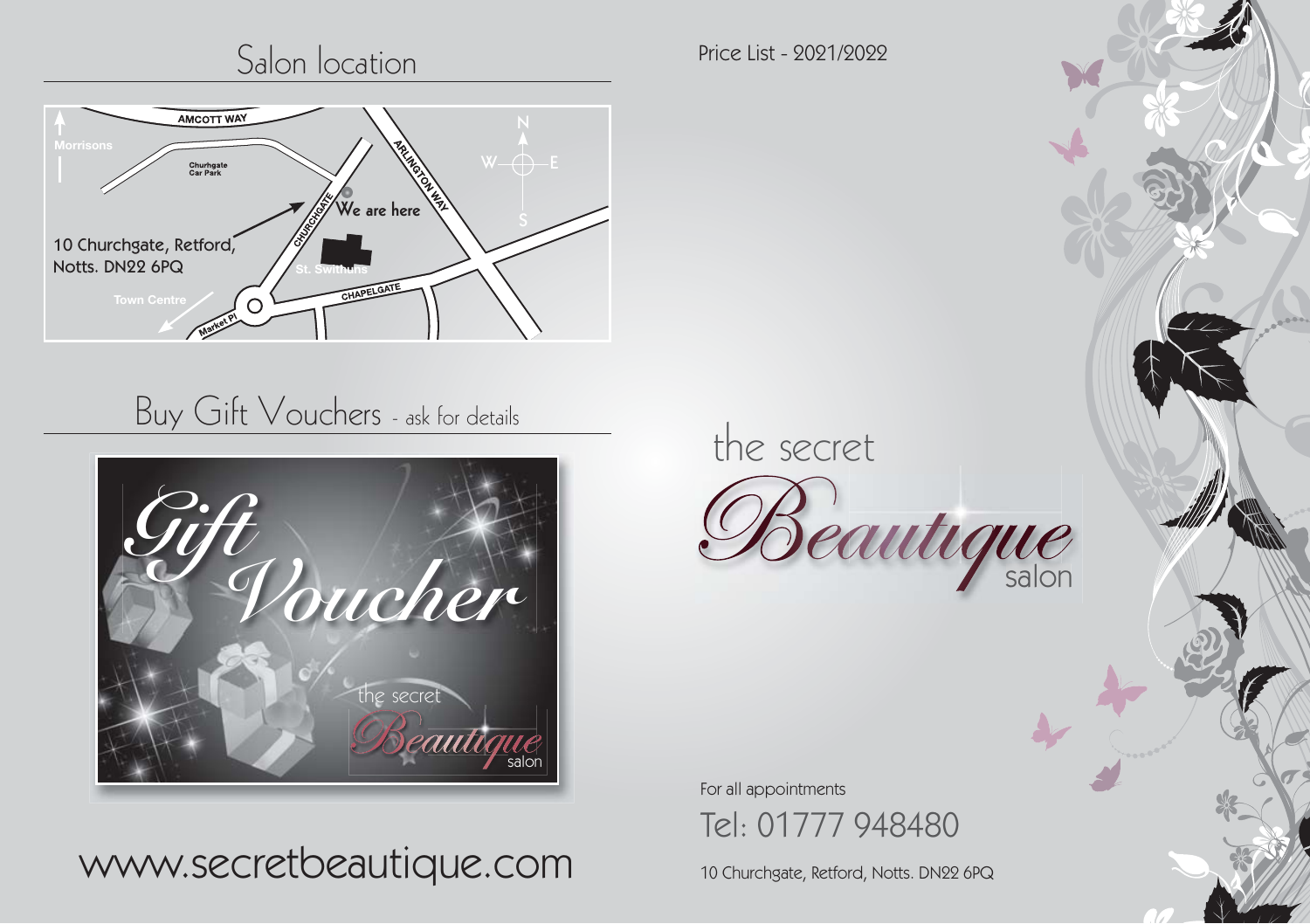## Salon location

10 Churchgate, Retford, Notts. DN22 6PQ

## Buy Gift Vouchers - ask for details

www.secretbeautique.com

Price List - 2021/2022

# the secret Beautique salon

For all appointments

Tel: 01777 948480

10 Churchgate, Retford, Notts. DN22 6PQ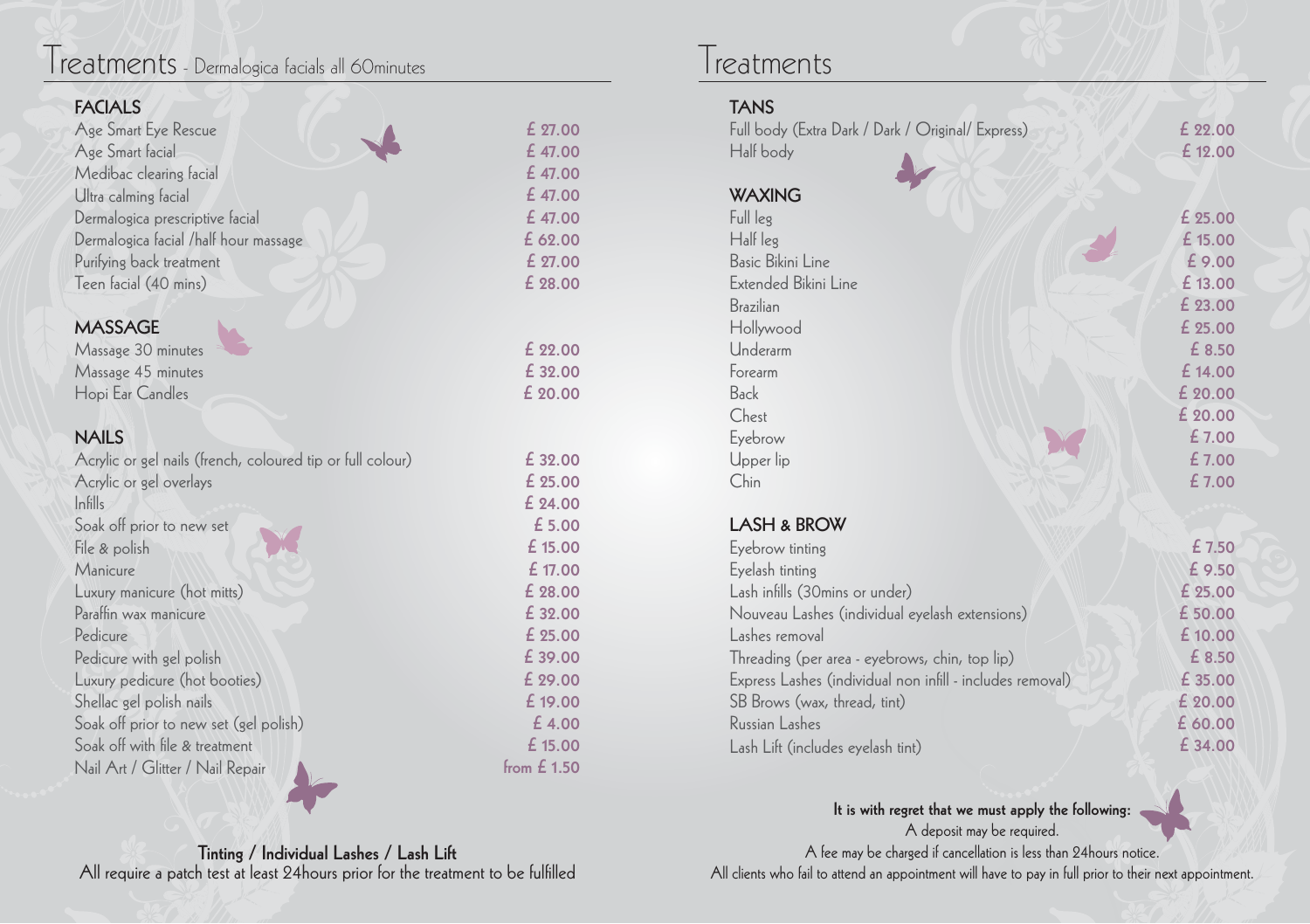# Treatments - Dermalogica facials all 60minutes

## FACIALS

| | |
|---|---|
| Age Smart Eye Rescue | £ 27.00 |
| Age Smart facial | £ 47.00 |
| Medibac clearing facial | £ 47.00 |
| Ultra calming facial | £ 47.00 |
| Dermalogica prescriptive facial | £ 47.00 |
| Dermalogica facial /half hour massage | £ 62.00 |
| Purifying back treatment | £ 27.00 |
| Teen facial (40 mins) | £ 28.00 |

## MASSAGE

| | |
|---|---|
| Massage 30 minutes | £ 22.00 |
| Massage 45 minutes | £ 32.00 |
| Hopi Ear Candles | £ 20.00 |

## NAILS

| | |
|---|---|
| Acrylic or gel nails (french, coloured tip or full colour) | £ 32.00 |
| Acrylic or gel overlays | £ 25.00 |
| Infills | £ 24.00 |
| Soak off prior to new set | £ 5.00 |
| File & polish | £ 15.00 |
| Manicure | £ 17.00 |
| Luxury manicure (hot mitts) | £ 28.00 |
| Paraffin wax manicure | £ 32.00 |
| Pedicure | £ 25.00 |
| Pedicure with gel polish | £ 39.00 |
| Luxury pedicure (hot booties) | £ 29.00 |
| Shellac gel polish nails | £ 19.00 |
| Soak off prior to new set (gel polish) | £ 4.00 |
| Soak off with file & treatment | £ 15.00 |
| Nail Art / Glitter / Nail Repair | from £ 1.50 |

**Tinting / Individual Lashes / Lash Lift**
All require a patch test at least 24hours prior for the treatment to be fulfilled

# Treatments

## TANS

| | |
|---|---|
| Full body (Extra Dark / Dark / Original/ Express) | £ 22.00 |
| Half body | £ 12.00 |

## WAXING

| | |
|---|---|
| Full leg | £ 25.00 |
| Half leg | £ 15.00 |
| Basic Bikini Line | £ 9.00 |
| Extended Bikini Line | £ 13.00 |
| Brazilian | £ 23.00 |
| Hollywood | £ 25.00 |
| Underarm | £ 8.50 |
| Forearm | £ 14.00 |
| Back | £ 20.00 |
| Chest | £ 20.00 |
| Eyebrow | £ 7.00 |
| Upper lip | £ 7.00 |
| Chin | £ 7.00 |

## LASH & BROW

| | |
|---|---|
| Eyebrow tinting | £ 7.50 |
| Eyelash tinting | £ 9.50 |
| Lash infills (30mins or under) | £ 25.00 |
| Nouveau Lashes (individual eyelash extensions) | £ 50.00 |
| Lashes removal | £ 10.00 |
| Threading (per area - eyebrows, chin, top lip) | £ 8.50 |
| Express Lashes (individual non infill - includes removal) | £ 35.00 |
| SB Brows (wax, thread, tint) | £ 20.00 |
| Russian Lashes | £ 60.00 |
| Lash Lift (includes eyelash tint) | £ 34.00 |

**It is with regret that we must apply the following:**
A deposit may be required.
A fee may be charged if cancellation is less than 24hours notice.
All clients who fail to attend an appointment will have to pay in full prior to their next appointment.